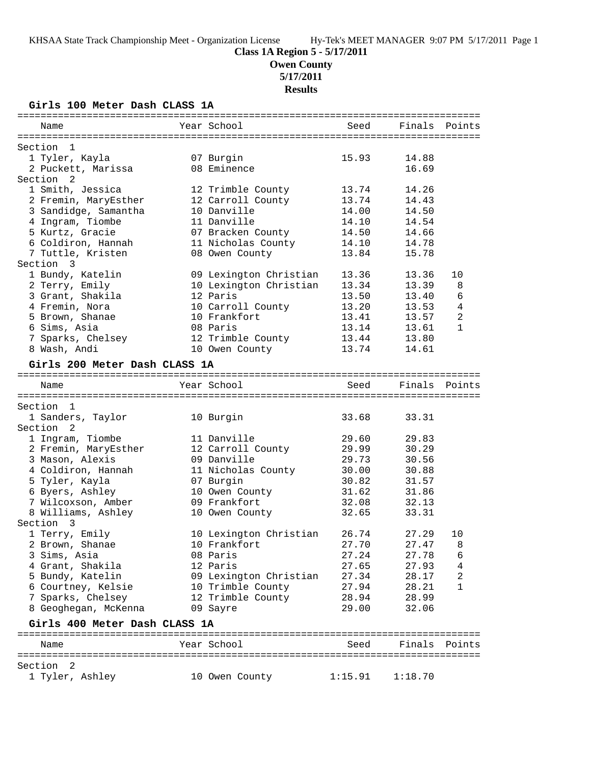KHSAA State Track Championship Meet - Organization License Hy-Tek's MEET MANAGER 9:07 PM 5/17/2011 Page 1

# Class 1A Region 5 - 5/17/2011

## Owen County

## 5/17/2011

## Results

### Girls 100 Meter Dash CLASS 1A

| Name | Year | School | Seed | Finals | Points |
|---|---|---|---|---|---|
| **Section 1** | | | | | |
| 1 Tyler, Kayla | 07 | Burgin | 15.93 | 14.88 | |
| 2 Puckett, Marissa | 08 | Eminence | | 16.69 | |
| **Section 2** | | | | | |
| 1 Smith, Jessica | 12 | Trimble County | 13.74 | 14.26 | |
| 2 Fremin, MaryEsther | 12 | Carroll County | 13.74 | 14.43 | |
| 3 Sandidge, Samantha | 10 | Danville | 14.00 | 14.50 | |
| 4 Ingram, Tiombe | 11 | Danville | 14.10 | 14.54 | |
| 5 Kurtz, Gracie | 07 | Bracken County | 14.50 | 14.66 | |
| 6 Coldiron, Hannah | 11 | Nicholas County | 14.10 | 14.78 | |
| 7 Tuttle, Kristen | 08 | Owen County | 13.84 | 15.78 | |
| **Section 3** | | | | | |
| 1 Bundy, Katelin | 09 | Lexington Christian | 13.36 | 13.36 | 10 |
| 2 Terry, Emily | 10 | Lexington Christian | 13.34 | 13.39 | 8 |
| 3 Grant, Shakila | 12 | Paris | 13.50 | 13.40 | 6 |
| 4 Fremin, Nora | 10 | Carroll County | 13.20 | 13.53 | 4 |
| 5 Brown, Shanae | 10 | Frankfort | 13.41 | 13.57 | 2 |
| 6 Sims, Asia | 08 | Paris | 13.14 | 13.61 | 1 |
| 7 Sparks, Chelsey | 12 | Trimble County | 13.44 | 13.80 | |
| 8 Wash, Andi | 10 | Owen County | 13.74 | 14.61 | |

### Girls 200 Meter Dash CLASS 1A

| Name | Year | School | Seed | Finals | Points |
|---|---|---|---|---|---|
| **Section 1** | | | | | |
| 1 Sanders, Taylor | 10 | Burgin | 33.68 | 33.31 | |
| **Section 2** | | | | | |
| 1 Ingram, Tiombe | 11 | Danville | 29.60 | 29.83 | |
| 2 Fremin, MaryEsther | 12 | Carroll County | 29.99 | 30.29 | |
| 3 Mason, Alexis | 09 | Danville | 29.73 | 30.56 | |
| 4 Coldiron, Hannah | 11 | Nicholas County | 30.00 | 30.88 | |
| 5 Tyler, Kayla | 07 | Burgin | 30.82 | 31.57 | |
| 6 Byers, Ashley | 10 | Owen County | 31.62 | 31.86 | |
| 7 Wilcoxson, Amber | 09 | Frankfort | 32.08 | 32.13 | |
| 8 Williams, Ashley | 10 | Owen County | 32.65 | 33.31 | |
| **Section 3** | | | | | |
| 1 Terry, Emily | 10 | Lexington Christian | 26.74 | 27.29 | 10 |
| 2 Brown, Shanae | 10 | Frankfort | 27.70 | 27.47 | 8 |
| 3 Sims, Asia | 08 | Paris | 27.24 | 27.78 | 6 |
| 4 Grant, Shakila | 12 | Paris | 27.65 | 27.93 | 4 |
| 5 Bundy, Katelin | 09 | Lexington Christian | 27.34 | 28.17 | 2 |
| 6 Courtney, Kelsie | 10 | Trimble County | 27.94 | 28.21 | 1 |
| 7 Sparks, Chelsey | 12 | Trimble County | 28.94 | 28.99 | |
| 8 Geoghegan, McKenna | 09 | Sayre | 29.00 | 32.06 | |

### Girls 400 Meter Dash CLASS 1A

| Name | Year | School | Seed | Finals | Points |
|---|---|---|---|---|---|
| **Section 2** | | | | | |
| 1 Tyler, Ashley | 10 | Owen County | 1:15.91 | 1:18.70 | |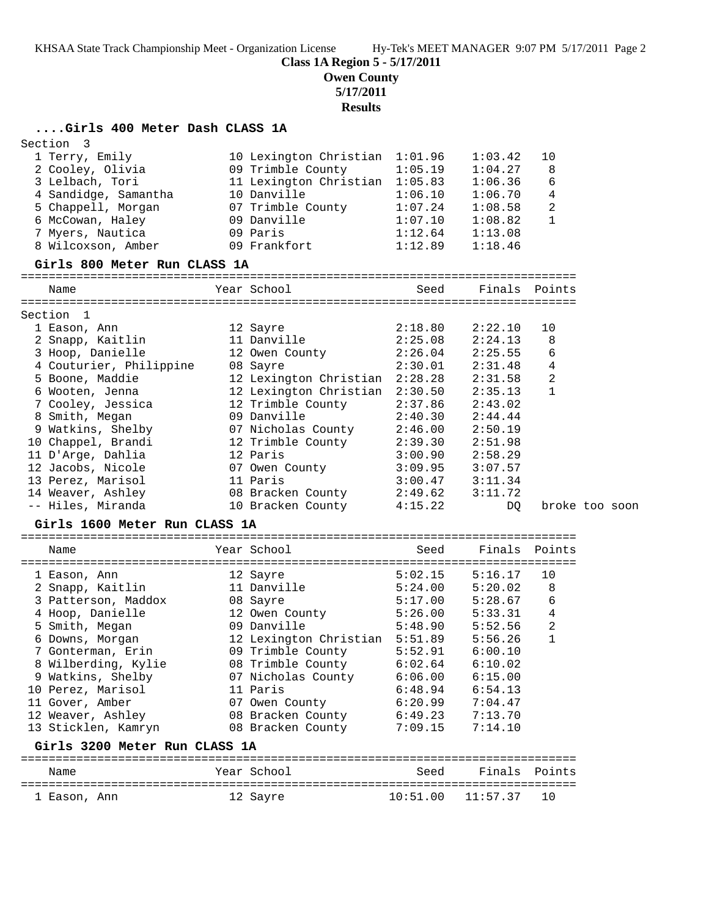## Class 1A Region 5 - 5/17/2011
## Owen County
## 5/17/2011
## Results

### ....Girls 400 Meter Dash CLASS 1A

Section 3

| Place | Name | Year | School | Seed | Finals | Points |
|---|---|---|---|---|---|---|
| 1 | Terry, Emily | 10 | Lexington Christian | 1:01.96 | 1:03.42 | 10 |
| 2 | Cooley, Olivia | 09 | Trimble County | 1:05.19 | 1:04.27 | 8 |
| 3 | Lelbach, Tori | 11 | Lexington Christian | 1:05.83 | 1:06.36 | 6 |
| 4 | Sandidge, Samantha | 10 | Danville | 1:06.10 | 1:06.70 | 4 |
| 5 | Chappell, Morgan | 07 | Trimble County | 1:07.24 | 1:08.58 | 2 |
| 6 | McCowan, Haley | 09 | Danville | 1:07.10 | 1:08.82 | 1 |
| 7 | Myers, Nautica | 09 | Paris | 1:12.64 | 1:13.08 | |
| 8 | Wilcoxson, Amber | 09 | Frankfort | 1:12.89 | 1:18.46 | |

### Girls 800 Meter Run CLASS 1A

Section 1

| Place | Name | Year | School | Seed | Finals | Points |
|---|---|---|---|---|---|---|
| 1 | Eason, Ann | 12 | Sayre | 2:18.80 | 2:22.10 | 10 |
| 2 | Snapp, Kaitlin | 11 | Danville | 2:25.08 | 2:24.13 | 8 |
| 3 | Hoop, Danielle | 12 | Owen County | 2:26.04 | 2:25.55 | 6 |
| 4 | Couturier, Philippine | 08 | Sayre | 2:30.01 | 2:31.48 | 4 |
| 5 | Boone, Maddie | 12 | Lexington Christian | 2:28.28 | 2:31.58 | 2 |
| 6 | Wooten, Jenna | 12 | Lexington Christian | 2:30.50 | 2:35.13 | 1 |
| 7 | Cooley, Jessica | 12 | Trimble County | 2:37.86 | 2:43.02 | |
| 8 | Smith, Megan | 09 | Danville | 2:40.30 | 2:44.44 | |
| 9 | Watkins, Shelby | 07 | Nicholas County | 2:46.00 | 2:50.19 | |
| 10 | Chappel, Brandi | 12 | Trimble County | 2:39.30 | 2:51.98 | |
| 11 | D'Arge, Dahlia | 12 | Paris | 3:00.90 | 2:58.29 | |
| 12 | Jacobs, Nicole | 07 | Owen County | 3:09.95 | 3:07.57 | |
| 13 | Perez, Marisol | 11 | Paris | 3:00.47 | 3:11.34 | |
| 14 | Weaver, Ashley | 08 | Bracken County | 2:49.62 | 3:11.72 | |
| -- | Hiles, Miranda | 10 | Bracken County | 4:15.22 | DQ | broke too soon |

### Girls 1600 Meter Run CLASS 1A

| Place | Name | Year | School | Seed | Finals | Points |
|---|---|---|---|---|---|---|
| 1 | Eason, Ann | 12 | Sayre | 5:02.15 | 5:16.17 | 10 |
| 2 | Snapp, Kaitlin | 11 | Danville | 5:24.00 | 5:20.02 | 8 |
| 3 | Patterson, Maddox | 08 | Sayre | 5:17.00 | 5:28.67 | 6 |
| 4 | Hoop, Danielle | 12 | Owen County | 5:26.00 | 5:33.31 | 4 |
| 5 | Smith, Megan | 09 | Danville | 5:48.90 | 5:52.56 | 2 |
| 6 | Downs, Morgan | 12 | Lexington Christian | 5:51.89 | 5:56.26 | 1 |
| 7 | Gonterman, Erin | 09 | Trimble County | 5:52.91 | 6:00.10 | |
| 8 | Wilberding, Kylie | 08 | Trimble County | 6:02.64 | 6:10.02 | |
| 9 | Watkins, Shelby | 07 | Nicholas County | 6:06.00 | 6:15.00 | |
| 10 | Perez, Marisol | 11 | Paris | 6:48.94 | 6:54.13 | |
| 11 | Gover, Amber | 07 | Owen County | 6:20.99 | 7:04.47 | |
| 12 | Weaver, Ashley | 08 | Bracken County | 6:49.23 | 7:13.70 | |
| 13 | Sticklen, Kamryn | 08 | Bracken County | 7:09.15 | 7:14.10 | |

### Girls 3200 Meter Run CLASS 1A

| Place | Name | Year | School | Seed | Finals | Points |
|---|---|---|---|---|---|---|
| 1 | Eason, Ann | 12 | Sayre | 10:51.00 | 11:57.37 | 10 |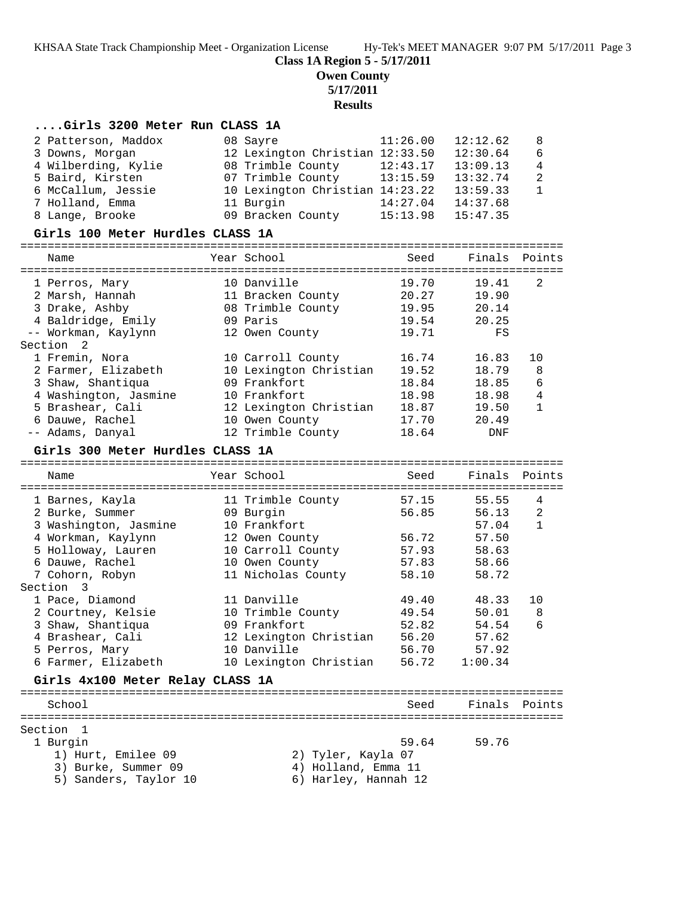**Class 1A Region 5 - 5/17/2011**

**Owen County**

**5/17/2011**

**Results**

### ....Girls 3200 Meter Run CLASS 1A

| Place | Name | Year | School | Seed | Finals | Points |
|---|---|---|---|---|---|---|
| 2 | Patterson, Maddox | 08 | Sayre | 11:26.00 | 12:12.62 | 8 |
| 3 | Downs, Morgan | 12 | Lexington Christian | 12:33.50 | 12:30.64 | 6 |
| 4 | Wilberding, Kylie | 08 | Trimble County | 12:43.17 | 13:09.13 | 4 |
| 5 | Baird, Kirsten | 07 | Trimble County | 13:15.59 | 13:32.74 | 2 |
| 6 | McCallum, Jessie | 10 | Lexington Christian | 14:23.22 | 13:59.33 | 1 |
| 7 | Holland, Emma | 11 | Burgin | 14:27.04 | 14:37.68 | |
| 8 | Lange, Brooke | 09 | Bracken County | 15:13.98 | 15:47.35 | |

### Girls 100 Meter Hurdles CLASS 1A

| Place | Name | Year | School | Seed | Finals | Points |
|---|---|---|---|---|---|---|
| 1 | Perros, Mary | 10 | Danville | 19.70 | 19.41 | 2 |
| 2 | Marsh, Hannah | 11 | Bracken County | 20.27 | 19.90 | |
| 3 | Drake, Ashby | 08 | Trimble County | 19.95 | 20.14 | |
| 4 | Baldridge, Emily | 09 | Paris | 19.54 | 20.25 | |
| -- | Workman, Kaylynn | 12 | Owen County | 19.71 | FS | |
| **Section 2** | | | | | | |
| 1 | Fremin, Nora | 10 | Carroll County | 16.74 | 16.83 | 10 |
| 2 | Farmer, Elizabeth | 10 | Lexington Christian | 19.52 | 18.79 | 8 |
| 3 | Shaw, Shantiqua | 09 | Frankfort | 18.84 | 18.85 | 6 |
| 4 | Washington, Jasmine | 10 | Frankfort | 18.98 | 18.98 | 4 |
| 5 | Brashear, Cali | 12 | Lexington Christian | 18.87 | 19.50 | 1 |
| 6 | Dauwe, Rachel | 10 | Owen County | 17.70 | 20.49 | |
| -- | Adams, Danyal | 12 | Trimble County | 18.64 | DNF | |

### Girls 300 Meter Hurdles CLASS 1A

| Place | Name | Year | School | Seed | Finals | Points |
|---|---|---|---|---|---|---|
| 1 | Barnes, Kayla | 11 | Trimble County | 57.15 | 55.55 | 4 |
| 2 | Burke, Summer | 09 | Burgin | 56.85 | 56.13 | 2 |
| 3 | Washington, Jasmine | 10 | Frankfort | | 57.04 | 1 |
| 4 | Workman, Kaylynn | 12 | Owen County | 56.72 | 57.50 | |
| 5 | Holloway, Lauren | 10 | Carroll County | 57.93 | 58.63 | |
| 6 | Dauwe, Rachel | 10 | Owen County | 57.83 | 58.66 | |
| 7 | Cohorn, Robyn | 11 | Nicholas County | 58.10 | 58.72 | |
| **Section 3** | | | | | | |
| 1 | Pace, Diamond | 11 | Danville | 49.40 | 48.33 | 10 |
| 2 | Courtney, Kelsie | 10 | Trimble County | 49.54 | 50.01 | 8 |
| 3 | Shaw, Shantiqua | 09 | Frankfort | 52.82 | 54.54 | 6 |
| 4 | Brashear, Cali | 12 | Lexington Christian | 56.20 | 57.62 | |
| 5 | Perros, Mary | 10 | Danville | 56.70 | 57.92 | |
| 6 | Farmer, Elizabeth | 10 | Lexington Christian | 56.72 | 1:00.34 | |

### Girls 4x100 Meter Relay CLASS 1A

| Place | School | Seed | Finals | Points |
|---|---|---|---|---|
| **Section 1** | | | | |
| 1 | Burgin | 59.64 | 59.76 | |

1) Hurt, Emilee 09 — 2) Tyler, Kayla 07
3) Burke, Summer 09 — 4) Holland, Emma 11
5) Sanders, Taylor 10 — 6) Harley, Hannah 12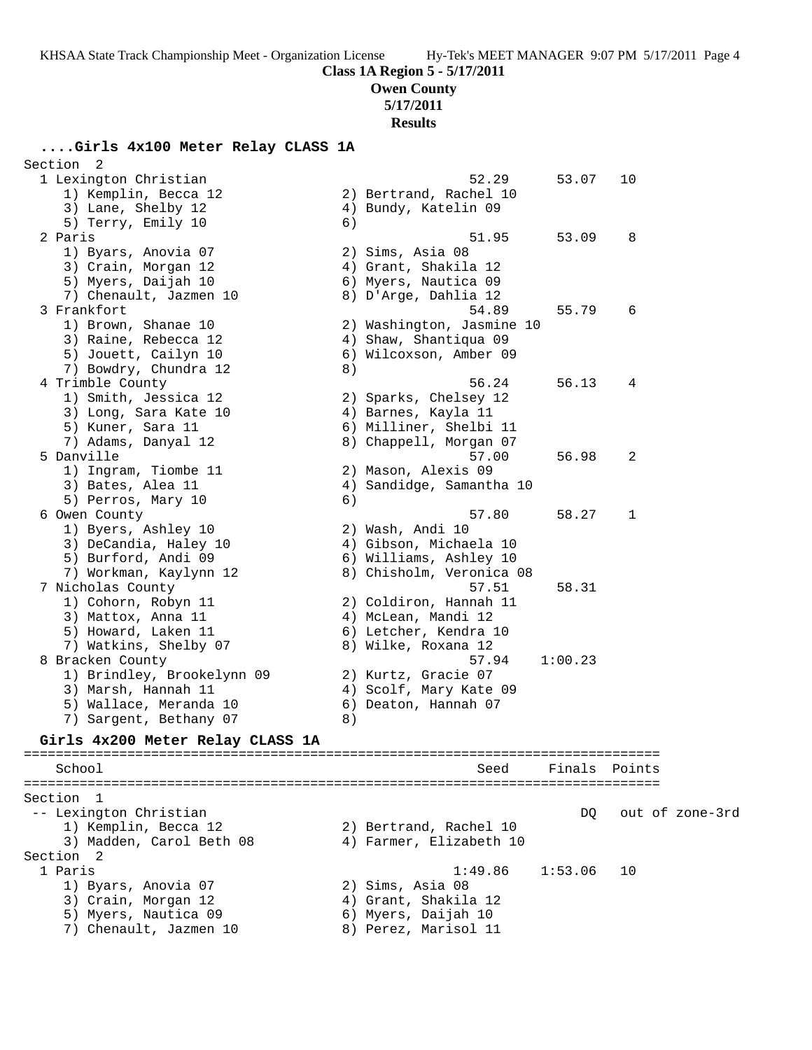**Class 1A Region 5 - 5/17/2011**

**Owen County**

**5/17/2011**

**Results**

### ....Girls 4x100 Meter Relay CLASS 1A

```
Section  2
  1 Lexington Christian                                 52.29      53.07   10  
     1) Kemplin, Becca 12               2) Bertrand, Rachel 10            
     3) Lane, Shelby 12                 4) Bundy, Katelin 09              
     5) Terry, Emily 10                 6)                                
  2 Paris                                               51.95      53.09    8  
     1) Byars, Anovia 07                2) Sims, Asia 08                  
     3) Crain, Morgan 12                4) Grant, Shakila 12              
     5) Myers, Daijah 10                6) Myers, Nautica 09              
     7) Chenault, Jazmen 10             8) D'Arge, Dahlia 12              
  3 Frankfort                                           54.89      55.79    6  
     1) Brown, Shanae 10                2) Washington, Jasmine 10         
     3) Raine, Rebecca 12               4) Shaw, Shantiqua 09             
     5) Jouett, Cailyn 10               6) Wilcoxson, Amber 09            
     7) Bowdry, Chundra 12              8)                                
  4 Trimble County                                      56.24      56.13    4  
     1) Smith, Jessica 12               2) Sparks, Chelsey 12             
     3) Long, Sara Kate 10              4) Barnes, Kayla 11               
     5) Kuner, Sara 11                  6) Milliner, Shelbi 11            
     7) Adams, Danyal 12                8) Chappell, Morgan 07            
  5 Danville                                            57.00      56.98    2  
     1) Ingram, Tiombe 11               2) Mason, Alexis 09               
     3) Bates, Alea 11                  4) Sandidge, Samantha 10          
     5) Perros, Mary 10                 6)                                
  6 Owen County                                         57.80      58.27    1  
     1) Byers, Ashley 10                2) Wash, Andi 10                  
     3) DeCandia, Haley 10              4) Gibson, Michaela 10            
     5) Burford, Andi 09                6) Williams, Ashley 10            
     7) Workman, Kaylynn 12             8) Chisholm, Veronica 08          
  7 Nicholas County                                     57.51      58.31       
     1) Cohorn, Robyn 11                2) Coldiron, Hannah 11            
     3) Mattox, Anna 11                 4) McLean, Mandi 12               
     5) Howard, Laken 11                6) Letcher, Kendra 10             
     7) Watkins, Shelby 07              8) Wilke, Roxana 12               
  8 Bracken County                                      57.94    1:00.23       
     1) Brindley, Brookelynn 09         2) Kurtz, Gracie 07               
     3) Marsh, Hannah 11                4) Scolf, Mary Kate 09            
     5) Wallace, Meranda 10             6) Deaton, Hannah 07              
     7) Sargent, Bethany 07             8)                                
```

### Girls 4x200 Meter Relay CLASS 1A

```
================================================================================
    School                                            Seed     Finals  Points  
================================================================================
Section  1
 -- Lexington Christian                                             DQ   out of zone-3rd
     1) Kemplin, Becca 12               2) Bertrand, Rachel 10            
     3) Madden, Carol Beth 08           4) Farmer, Elizabeth 10           
Section  2
  1 Paris                                             1:49.86    1:53.06   10  
     1) Byars, Anovia 07                2) Sims, Asia 08                  
     3) Crain, Morgan 12                4) Grant, Shakila 12              
     5) Myers, Nautica 09               6) Myers, Daijah 10               
     7) Chenault, Jazmen 10             8) Perez, Marisol 11              
```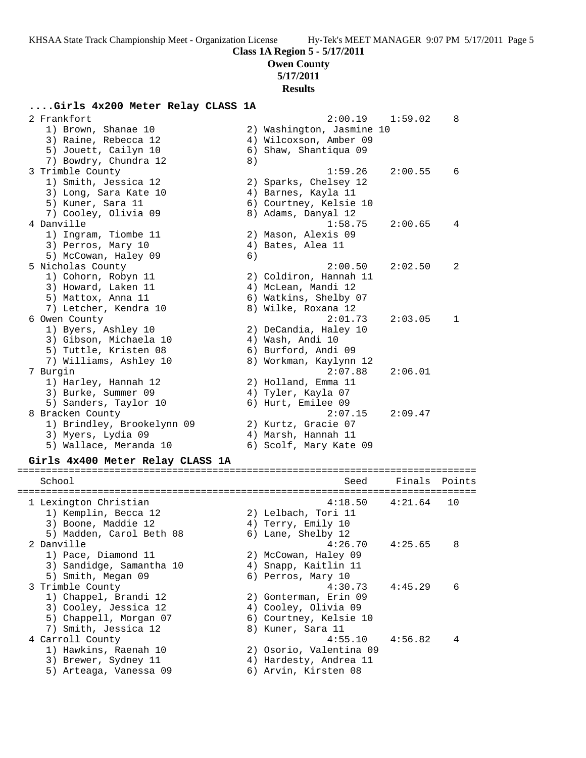**Class 1A Region 5 - 5/17/2011**

**Owen County**

**5/17/2011**

**Results**

## ....Girls 4x200 Meter Relay CLASS 1A

```
  2 Frankfort                                          2:00.19    1:59.02    8
     1) Brown, Shanae 10                2) Washington, Jasmine 10
     3) Raine, Rebecca 12               4) Wilcoxson, Amber 09
     5) Jouett, Cailyn 10               6) Shaw, Shantiqua 09
     7) Bowdry, Chundra 12              8)
  3 Trimble County                                     1:59.26    2:00.55    6
     1) Smith, Jessica 12               2) Sparks, Chelsey 12
     3) Long, Sara Kate 10              4) Barnes, Kayla 11
     5) Kuner, Sara 11                  6) Courtney, Kelsie 10
     7) Cooley, Olivia 09               8) Adams, Danyal 12
  4 Danville                                           1:58.75    2:00.65    4
     1) Ingram, Tiombe 11               2) Mason, Alexis 09
     3) Perros, Mary 10                 4) Bates, Alea 11
     5) McCowan, Haley 09               6)
  5 Nicholas County                                    2:00.50    2:02.50    2
     1) Cohorn, Robyn 11                2) Coldiron, Hannah 11
     3) Howard, Laken 11                4) McLean, Mandi 12
     5) Mattox, Anna 11                 6) Watkins, Shelby 07
     7) Letcher, Kendra 10              8) Wilke, Roxana 12
  6 Owen County                                        2:01.73    2:03.05    1
     1) Byers, Ashley 10                2) DeCandia, Haley 10
     3) Gibson, Michaela 10             4) Wash, Andi 10
     5) Tuttle, Kristen 08              6) Burford, Andi 09
     7) Williams, Ashley 10             8) Workman, Kaylynn 12
  7 Burgin                                             2:07.88    2:06.01
     1) Harley, Hannah 12               2) Holland, Emma 11
     3) Burke, Summer 09                4) Tyler, Kayla 07
     5) Sanders, Taylor 10              6) Hurt, Emilee 09
  8 Bracken County                                     2:07.15    2:09.47
     1) Brindley, Brookelynn 09         2) Kurtz, Gracie 07
     3) Myers, Lydia 09                 4) Marsh, Hannah 11
     5) Wallace, Meranda 10             6) Scolf, Mary Kate 09
```

## Girls 4x400 Meter Relay CLASS 1A

```
================================================================================
    School                                               Seed     Finals  Points
================================================================================
  1 Lexington Christian                                4:18.50    4:21.64   10
     1) Kemplin, Becca 12               2) Lelbach, Tori 11
     3) Boone, Maddie 12                4) Terry, Emily 10
     5) Madden, Carol Beth 08           6) Lane, Shelby 12
  2 Danville                                           4:26.70    4:25.65    8
     1) Pace, Diamond 11                2) McCowan, Haley 09
     3) Sandidge, Samantha 10           4) Snapp, Kaitlin 11
     5) Smith, Megan 09                 6) Perros, Mary 10
  3 Trimble County                                     4:30.73    4:45.29    6
     1) Chappel, Brandi 12              2) Gonterman, Erin 09
     3) Cooley, Jessica 12              4) Cooley, Olivia 09
     5) Chappell, Morgan 07             6) Courtney, Kelsie 10
     7) Smith, Jessica 12               8) Kuner, Sara 11
  4 Carroll County                                     4:55.10    4:56.82    4
     1) Hawkins, Raenah 10              2) Osorio, Valentina 09
     3) Brewer, Sydney 11               4) Hardesty, Andrea 11
     5) Arteaga, Vanessa 09             6) Arvin, Kirsten 08
```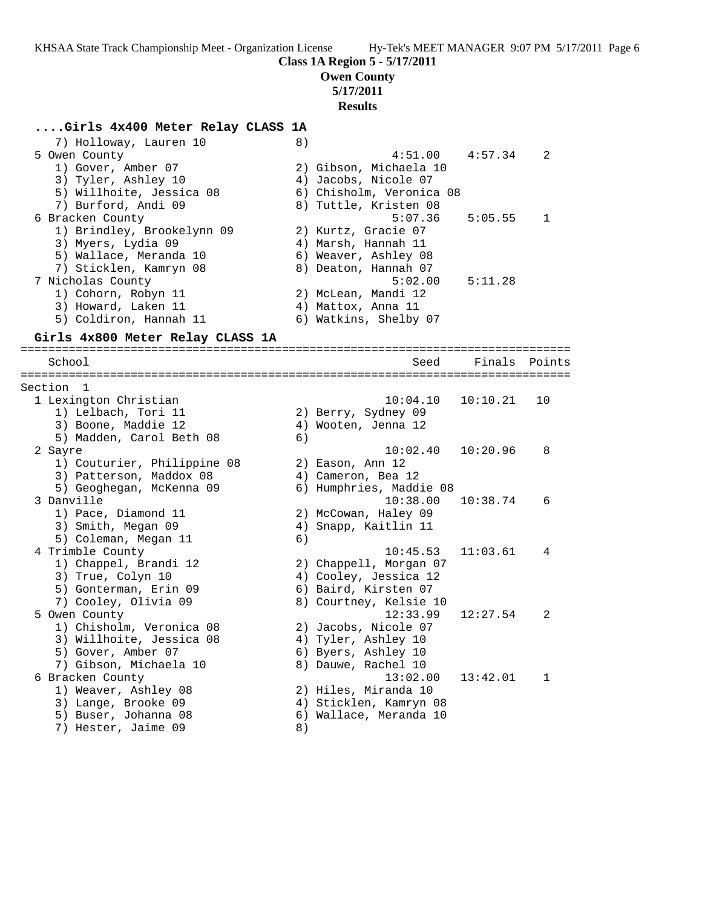**Class 1A Region 5 - 5/17/2011**

**Owen County**

**5/17/2011**

**Results**

### ....Girls 4x400 Meter Relay CLASS 1A

```
    7) Holloway, Lauren 10            8)
  5 Owen County                                    4:51.00    4:57.34    2
     1) Gover, Amber 07                2) Gibson, Michaela 10
     3) Tyler, Ashley 10               4) Jacobs, Nicole 07
     5) Willhoite, Jessica 08          6) Chisholm, Veronica 08
     7) Burford, Andi 09               8) Tuttle, Kristen 08
  6 Bracken County                                 5:07.36    5:05.55    1
     1) Brindley, Brookelynn 09        2) Kurtz, Gracie 07
     3) Myers, Lydia 09                4) Marsh, Hannah 11
     5) Wallace, Meranda 10            6) Weaver, Ashley 08
     7) Sticklen, Kamryn 08            8) Deaton, Hannah 07
  7 Nicholas County                                5:02.00    5:11.28
     1) Cohorn, Robyn 11               2) McLean, Mandi 12
     3) Howard, Laken 11               4) Mattox, Anna 11
     5) Coldiron, Hannah 11            6) Watkins, Shelby 07
```

### Girls 4x800 Meter Relay CLASS 1A

```
================================================================================
    School                                            Seed     Finals  Points
================================================================================
Section  1
  1 Lexington Christian                           10:04.10   10:10.21   10
     1) Lelbach, Tori 11               2) Berry, Sydney 09
     3) Boone, Maddie 12               4) Wooten, Jenna 12
     5) Madden, Carol Beth 08          6)
  2 Sayre                                         10:02.40   10:20.96    8
     1) Couturier, Philippine 08       2) Eason, Ann 12
     3) Patterson, Maddox 08           4) Cameron, Bea 12
     5) Geoghegan, McKenna 09          6) Humphries, Maddie 08
  3 Danville                                      10:38.00   10:38.74    6
     1) Pace, Diamond 11               2) McCowan, Haley 09
     3) Smith, Megan 09                4) Snapp, Kaitlin 11
     5) Coleman, Megan 11              6)
  4 Trimble County                                10:45.53   11:03.61    4
     1) Chappel, Brandi 12             2) Chappell, Morgan 07
     3) True, Colyn 10                 4) Cooley, Jessica 12
     5) Gonterman, Erin 09             6) Baird, Kirsten 07
     7) Cooley, Olivia 09              8) Courtney, Kelsie 10
  5 Owen County                                   12:33.99   12:27.54    2
     1) Chisholm, Veronica 08          2) Jacobs, Nicole 07
     3) Willhoite, Jessica 08          4) Tyler, Ashley 10
     5) Gover, Amber 07                6) Byers, Ashley 10
     7) Gibson, Michaela 10            8) Dauwe, Rachel 10
  6 Bracken County                                13:02.00   13:42.01    1
     1) Weaver, Ashley 08              2) Hiles, Miranda 10
     3) Lange, Brooke 09               4) Sticklen, Kamryn 08
     5) Buser, Johanna 08              6) Wallace, Meranda 10
     7) Hester, Jaime 09               8)
```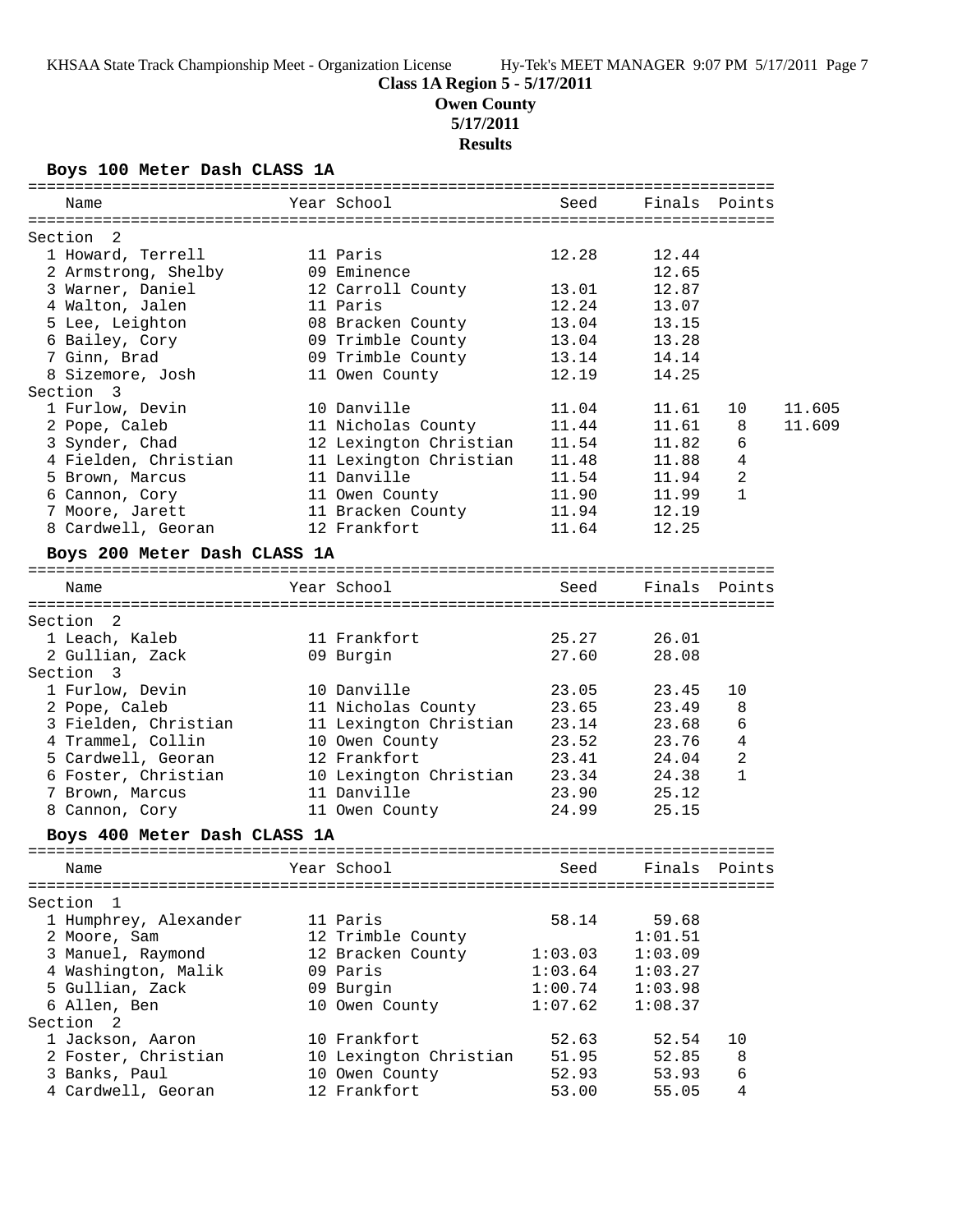**Class 1A Region 5 - 5/17/2011**

**Owen County**

**5/17/2011**

**Results**

### Boys 100 Meter Dash CLASS 1A

| Name | Year | School | Seed | Finals | Points | |
|---|---|---|---|---|---|---|
| **Section 2** | | | | | | |
| 1 Howard, Terrell | 11 | Paris | 12.28 | 12.44 | | |
| 2 Armstrong, Shelby | 09 | Eminence | | 12.65 | | |
| 3 Warner, Daniel | 12 | Carroll County | 13.01 | 12.87 | | |
| 4 Walton, Jalen | 11 | Paris | 12.24 | 13.07 | | |
| 5 Lee, Leighton | 08 | Bracken County | 13.04 | 13.15 | | |
| 6 Bailey, Cory | 09 | Trimble County | 13.04 | 13.28 | | |
| 7 Ginn, Brad | 09 | Trimble County | 13.14 | 14.14 | | |
| 8 Sizemore, Josh | 11 | Owen County | 12.19 | 14.25 | | |
| **Section 3** | | | | | | |
| 1 Furlow, Devin | 10 | Danville | 11.04 | 11.61 | 10 | 11.605 |
| 2 Pope, Caleb | 11 | Nicholas County | 11.44 | 11.61 | 8 | 11.609 |
| 3 Synder, Chad | 12 | Lexington Christian | 11.54 | 11.82 | 6 | |
| 4 Fielden, Christian | 11 | Lexington Christian | 11.48 | 11.88 | 4 | |
| 5 Brown, Marcus | 11 | Danville | 11.54 | 11.94 | 2 | |
| 6 Cannon, Cory | 11 | Owen County | 11.90 | 11.99 | 1 | |
| 7 Moore, Jarett | 11 | Bracken County | 11.94 | 12.19 | | |
| 8 Cardwell, Georan | 12 | Frankfort | 11.64 | 12.25 | | |

### Boys 200 Meter Dash CLASS 1A

| Name | Year | School | Seed | Finals | Points |
|---|---|---|---|---|---|
| **Section 2** | | | | | |
| 1 Leach, Kaleb | 11 | Frankfort | 25.27 | 26.01 | |
| 2 Gullian, Zack | 09 | Burgin | 27.60 | 28.08 | |
| **Section 3** | | | | | |
| 1 Furlow, Devin | 10 | Danville | 23.05 | 23.45 | 10 |
| 2 Pope, Caleb | 11 | Nicholas County | 23.65 | 23.49 | 8 |
| 3 Fielden, Christian | 11 | Lexington Christian | 23.14 | 23.68 | 6 |
| 4 Trammel, Collin | 10 | Owen County | 23.52 | 23.76 | 4 |
| 5 Cardwell, Georan | 12 | Frankfort | 23.41 | 24.04 | 2 |
| 6 Foster, Christian | 10 | Lexington Christian | 23.34 | 24.38 | 1 |
| 7 Brown, Marcus | 11 | Danville | 23.90 | 25.12 | |
| 8 Cannon, Cory | 11 | Owen County | 24.99 | 25.15 | |

### Boys 400 Meter Dash CLASS 1A

| Name | Year | School | Seed | Finals | Points |
|---|---|---|---|---|---|
| **Section 1** | | | | | |
| 1 Humphrey, Alexander | 11 | Paris | 58.14 | 59.68 | |
| 2 Moore, Sam | 12 | Trimble County | | 1:01.51 | |
| 3 Manuel, Raymond | 12 | Bracken County | 1:03.03 | 1:03.09 | |
| 4 Washington, Malik | 09 | Paris | 1:03.64 | 1:03.27 | |
| 5 Gullian, Zack | 09 | Burgin | 1:00.74 | 1:03.98 | |
| 6 Allen, Ben | 10 | Owen County | 1:07.62 | 1:08.37 | |
| **Section 2** | | | | | |
| 1 Jackson, Aaron | 10 | Frankfort | 52.63 | 52.54 | 10 |
| 2 Foster, Christian | 10 | Lexington Christian | 51.95 | 52.85 | 8 |
| 3 Banks, Paul | 10 | Owen County | 52.93 | 53.93 | 6 |
| 4 Cardwell, Georan | 12 | Frankfort | 53.00 | 55.05 | 4 |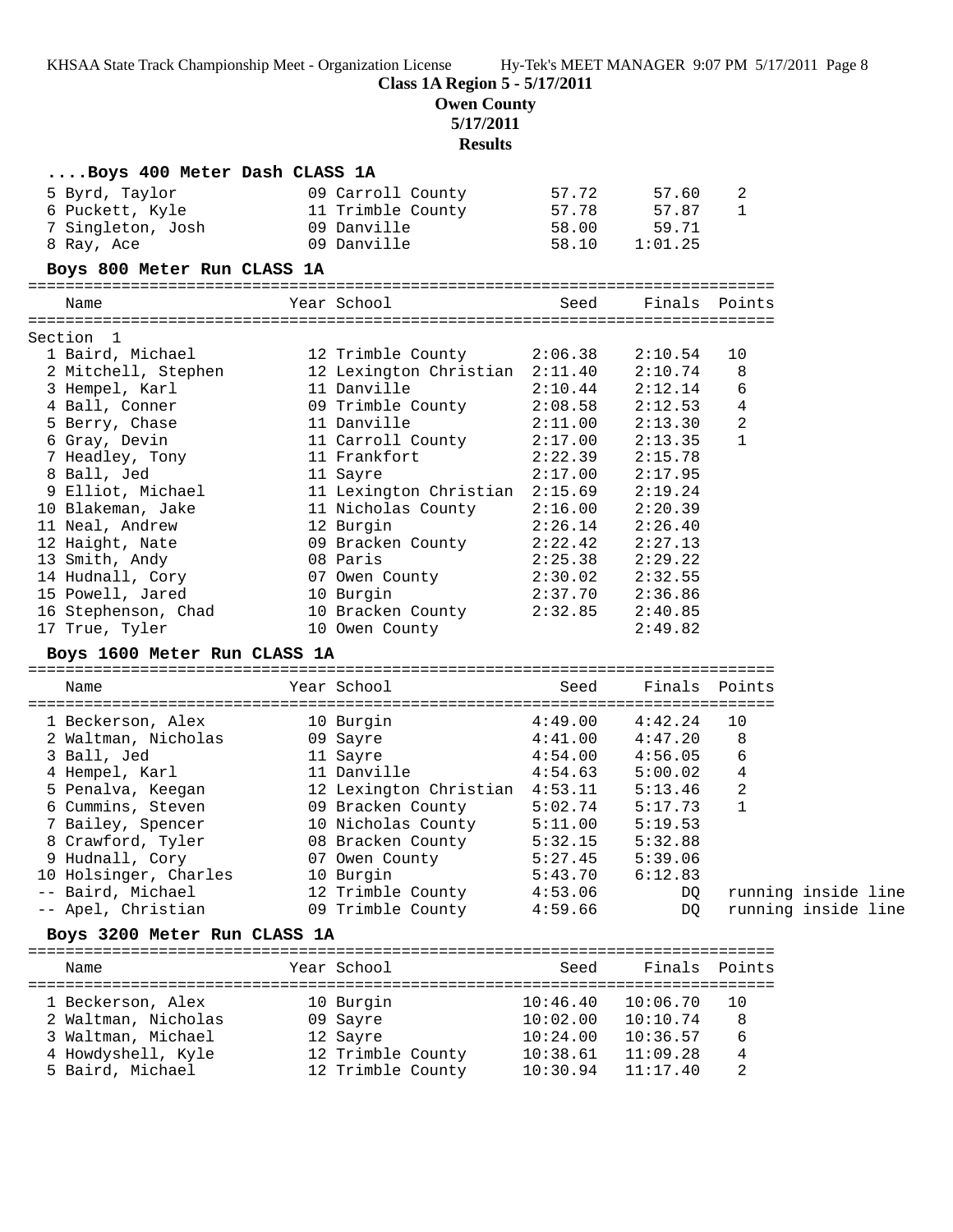**Class 1A Region 5 - 5/17/2011**

**Owen County**

**5/17/2011**

**Results**

### ....Boys 400 Meter Dash CLASS 1A

| Name | Year School | Seed | Finals | Points |
|---|---|---|---|---|
| 5 Byrd, Taylor | 09 Carroll County | 57.72 | 57.60 | 2 |
| 6 Puckett, Kyle | 11 Trimble County | 57.78 | 57.87 | 1 |
| 7 Singleton, Josh | 09 Danville | 58.00 | 59.71 | |
| 8 Ray, Ace | 09 Danville | 58.10 | 1:01.25 | |

### Boys 800 Meter Run CLASS 1A

Section 1

| Name | Year School | Seed | Finals | Points |
|---|---|---|---|---|
| 1 Baird, Michael | 12 Trimble County | 2:06.38 | 2:10.54 | 10 |
| 2 Mitchell, Stephen | 12 Lexington Christian | 2:11.40 | 2:10.74 | 8 |
| 3 Hempel, Karl | 11 Danville | 2:10.44 | 2:12.14 | 6 |
| 4 Ball, Conner | 09 Trimble County | 2:08.58 | 2:12.53 | 4 |
| 5 Berry, Chase | 11 Danville | 2:11.00 | 2:13.30 | 2 |
| 6 Gray, Devin | 11 Carroll County | 2:17.00 | 2:13.35 | 1 |
| 7 Headley, Tony | 11 Frankfort | 2:22.39 | 2:15.78 | |
| 8 Ball, Jed | 11 Sayre | 2:17.00 | 2:17.95 | |
| 9 Elliot, Michael | 11 Lexington Christian | 2:15.69 | 2:19.24 | |
| 10 Blakeman, Jake | 11 Nicholas County | 2:16.00 | 2:20.39 | |
| 11 Neal, Andrew | 12 Burgin | 2:26.14 | 2:26.40 | |
| 12 Haight, Nate | 09 Bracken County | 2:22.42 | 2:27.13 | |
| 13 Smith, Andy | 08 Paris | 2:25.38 | 2:29.22 | |
| 14 Hudnall, Cory | 07 Owen County | 2:30.02 | 2:32.55 | |
| 15 Powell, Jared | 10 Burgin | 2:37.70 | 2:36.86 | |
| 16 Stephenson, Chad | 10 Bracken County | 2:32.85 | 2:40.85 | |
| 17 True, Tyler | 10 Owen County | | 2:49.82 | |

### Boys 1600 Meter Run CLASS 1A

| Name | Year School | Seed | Finals | Points |
|---|---|---|---|---|
| 1 Beckerson, Alex | 10 Burgin | 4:49.00 | 4:42.24 | 10 |
| 2 Waltman, Nicholas | 09 Sayre | 4:41.00 | 4:47.20 | 8 |
| 3 Ball, Jed | 11 Sayre | 4:54.00 | 4:56.05 | 6 |
| 4 Hempel, Karl | 11 Danville | 4:54.63 | 5:00.02 | 4 |
| 5 Penalva, Keegan | 12 Lexington Christian | 4:53.11 | 5:13.46 | 2 |
| 6 Cummins, Steven | 09 Bracken County | 5:02.74 | 5:17.73 | 1 |
| 7 Bailey, Spencer | 10 Nicholas County | 5:11.00 | 5:19.53 | |
| 8 Crawford, Tyler | 08 Bracken County | 5:32.15 | 5:32.88 | |
| 9 Hudnall, Cory | 07 Owen County | 5:27.45 | 5:39.06 | |
| 10 Holsinger, Charles | 10 Burgin | 5:43.70 | 6:12.83 | |
| -- Baird, Michael | 12 Trimble County | 4:53.06 | DQ | running inside line |
| -- Apel, Christian | 09 Trimble County | 4:59.66 | DQ | running inside line |

### Boys 3200 Meter Run CLASS 1A

| Name | Year School | Seed | Finals | Points |
|---|---|---|---|---|
| 1 Beckerson, Alex | 10 Burgin | 10:46.40 | 10:06.70 | 10 |
| 2 Waltman, Nicholas | 09 Sayre | 10:02.00 | 10:10.74 | 8 |
| 3 Waltman, Michael | 12 Sayre | 10:24.00 | 10:36.57 | 6 |
| 4 Howdyshell, Kyle | 12 Trimble County | 10:38.61 | 11:09.28 | 4 |
| 5 Baird, Michael | 12 Trimble County | 10:30.94 | 11:17.40 | 2 |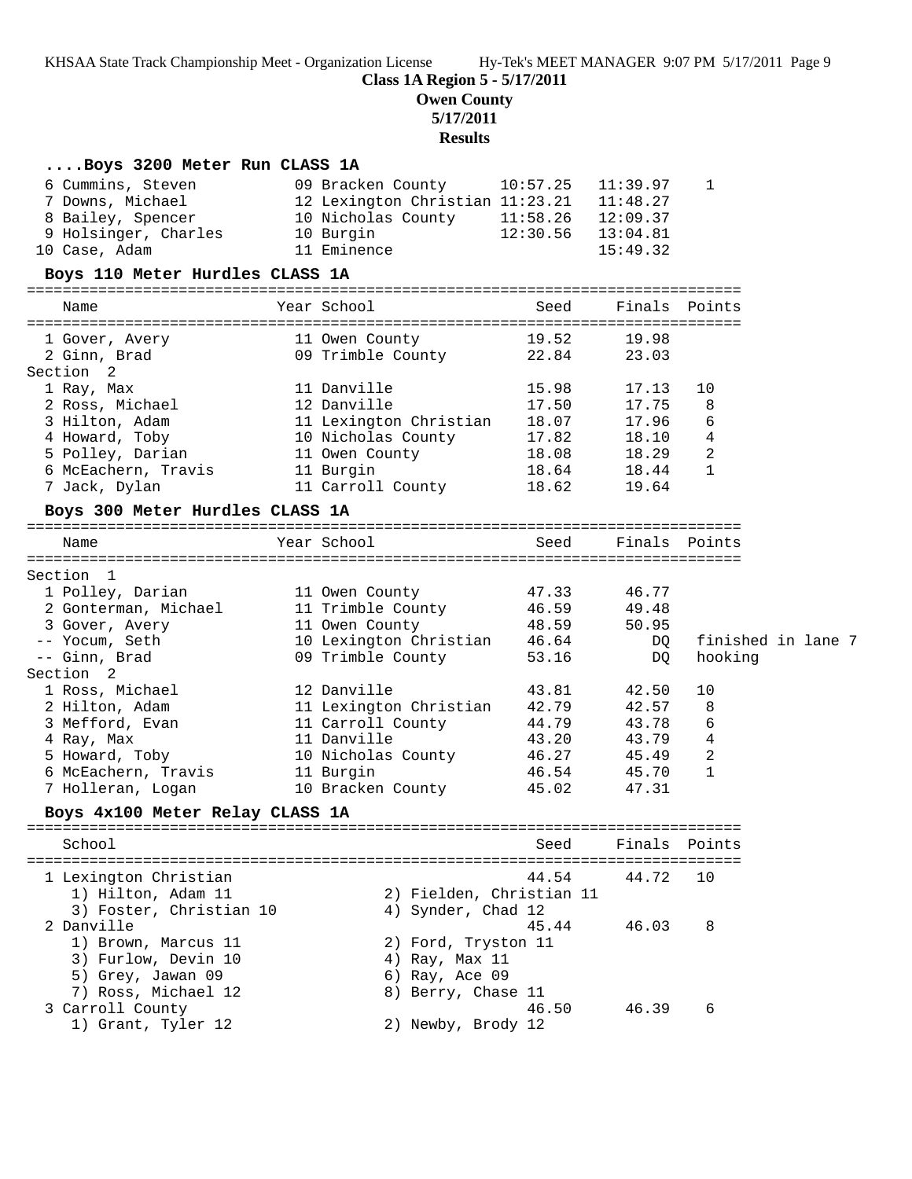**Class 1A Region 5 - 5/17/2011**
**Owen County**
**5/17/2011**
**Results**

### ....Boys 3200 Meter Run CLASS 1A

| Place | Name | Year | School | Seed | Finals | Points |
|---|---|---|---|---|---|---|
| 6 | Cummins, Steven | 09 | Bracken County | 10:57.25 | 11:39.97 | 1 |
| 7 | Downs, Michael | 12 | Lexington Christian | 11:23.21 | 11:48.27 | |
| 8 | Bailey, Spencer | 10 | Nicholas County | 11:58.26 | 12:09.37 | |
| 9 | Holsinger, Charles | 10 | Burgin | 12:30.56 | 13:04.81 | |
| 10 | Case, Adam | 11 | Eminence | | 15:49.32 | |

### Boys 110 Meter Hurdles CLASS 1A

| Place | Name | Year | School | Seed | Finals | Points |
|---|---|---|---|---|---|---|
| 1 | Gover, Avery | 11 | Owen County | 19.52 | 19.98 | |
| 2 | Ginn, Brad | 09 | Trimble County | 22.84 | 23.03 | |
| **Section 2** | | | | | | |
| 1 | Ray, Max | 11 | Danville | 15.98 | 17.13 | 10 |
| 2 | Ross, Michael | 12 | Danville | 17.50 | 17.75 | 8 |
| 3 | Hilton, Adam | 11 | Lexington Christian | 18.07 | 17.96 | 6 |
| 4 | Howard, Toby | 10 | Nicholas County | 17.82 | 18.10 | 4 |
| 5 | Polley, Darian | 11 | Owen County | 18.08 | 18.29 | 2 |
| 6 | McEachern, Travis | 11 | Burgin | 18.64 | 18.44 | 1 |
| 7 | Jack, Dylan | 11 | Carroll County | 18.62 | 19.64 | |

### Boys 300 Meter Hurdles CLASS 1A

| Place | Name | Year | School | Seed | Finals | Points |
|---|---|---|---|---|---|---|
| **Section 1** | | | | | | |
| 1 | Polley, Darian | 11 | Owen County | 47.33 | 46.77 | |
| 2 | Gonterman, Michael | 11 | Trimble County | 46.59 | 49.48 | |
| 3 | Gover, Avery | 11 | Owen County | 48.59 | 50.95 | |
| -- | Yocum, Seth | 10 | Lexington Christian | 46.64 | DQ | finished in lane 7 |
| -- | Ginn, Brad | 09 | Trimble County | 53.16 | DQ | hooking |
| **Section 2** | | | | | | |
| 1 | Ross, Michael | 12 | Danville | 43.81 | 42.50 | 10 |
| 2 | Hilton, Adam | 11 | Lexington Christian | 42.79 | 42.57 | 8 |
| 3 | Mefford, Evan | 11 | Carroll County | 44.79 | 43.78 | 6 |
| 4 | Ray, Max | 11 | Danville | 43.20 | 43.79 | 4 |
| 5 | Howard, Toby | 10 | Nicholas County | 46.27 | 45.49 | 2 |
| 6 | McEachern, Travis | 11 | Burgin | 46.54 | 45.70 | 1 |
| 7 | Holleran, Logan | 10 | Bracken County | 45.02 | 47.31 | |

### Boys 4x100 Meter Relay CLASS 1A

| Place | School | Seed | Finals | Points |
|---|---|---|---|---|
| 1 | Lexington Christian | 44.54 | 44.72 | 10 |
| | 1) Hilton, Adam 11; 2) Fielden, Christian 11; 3) Foster, Christian 10; 4) Synder, Chad 12 | | | |
| 2 | Danville | 45.44 | 46.03 | 8 |
| | 1) Brown, Marcus 11; 2) Ford, Tryston 11; 3) Furlow, Devin 10; 4) Ray, Max 11; 5) Grey, Jawan 09; 6) Ray, Ace 09; 7) Ross, Michael 12; 8) Berry, Chase 11 | | | |
| 3 | Carroll County | 46.50 | 46.39 | 6 |
| | 1) Grant, Tyler 12; 2) Newby, Brody 12 | | | |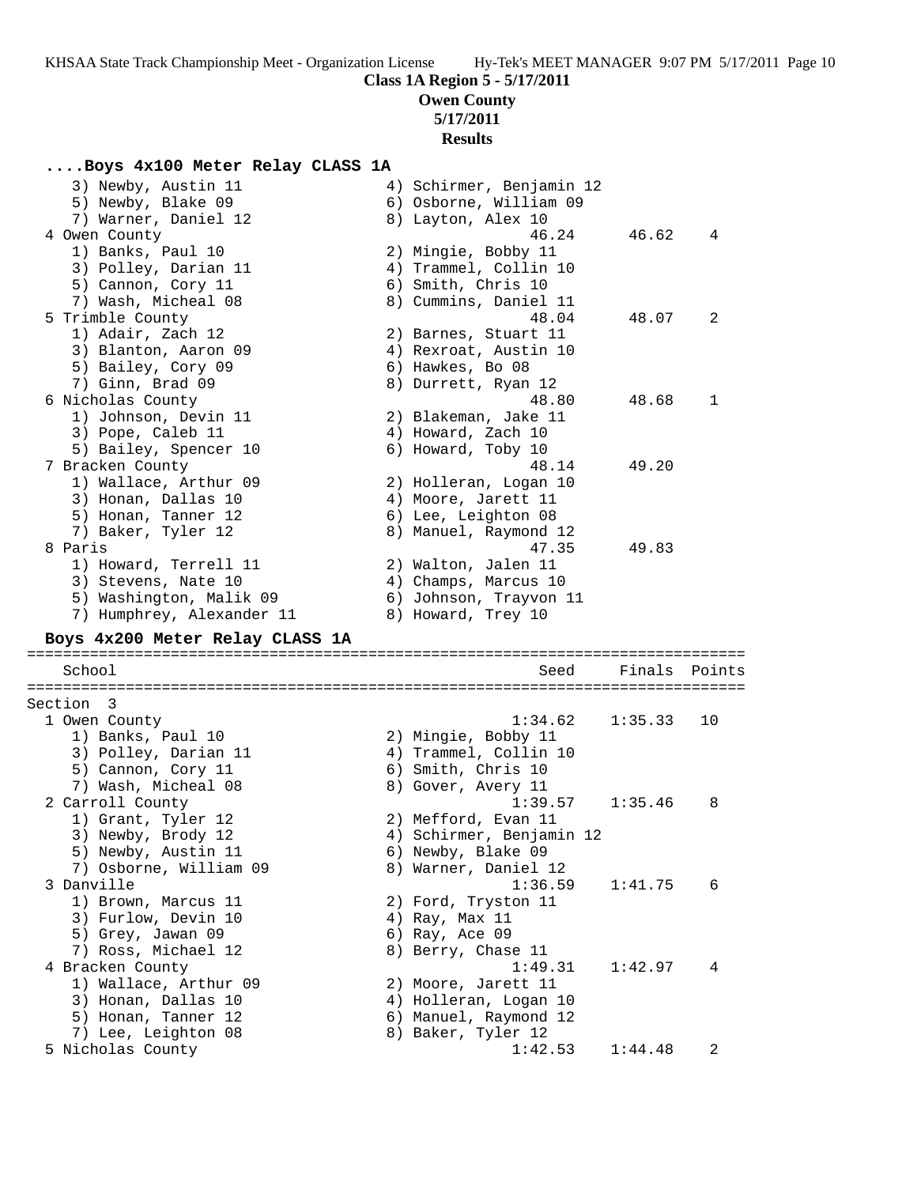**Class 1A Region 5 - 5/17/2011**

**Owen County**

**5/17/2011**

**Results**

### ....Boys 4x100 Meter Relay CLASS 1A

```
   3) Newby, Austin 11                4) Schirmer, Benjamin 12
   5) Newby, Blake 09                 6) Osborne, William 09
   7) Warner, Daniel 12               8) Layton, Alex 10
 4 Owen County                                46.24      46.62    4
   1) Banks, Paul 10                  2) Mingie, Bobby 11
   3) Polley, Darian 11               4) Trammel, Collin 10
   5) Cannon, Cory 11                 6) Smith, Chris 10
   7) Wash, Micheal 08                8) Cummins, Daniel 11
 5 Trimble County                             48.04      48.07    2
   1) Adair, Zach 12                  2) Barnes, Stuart 11
   3) Blanton, Aaron 09               4) Rexroat, Austin 10
   5) Bailey, Cory 09                 6) Hawkes, Bo 08
   7) Ginn, Brad 09                   8) Durrett, Ryan 12
 6 Nicholas County                            48.80      48.68    1
   1) Johnson, Devin 11               2) Blakeman, Jake 11
   3) Pope, Caleb 11                  4) Howard, Zach 10
   5) Bailey, Spencer 10              6) Howard, Toby 10
 7 Bracken County                             48.14      49.20
   1) Wallace, Arthur 09              2) Holleran, Logan 10
   3) Honan, Dallas 10                4) Moore, Jarett 11
   5) Honan, Tanner 12                6) Lee, Leighton 08
   7) Baker, Tyler 12                 8) Manuel, Raymond 12
 8 Paris                                      47.35      49.83
   1) Howard, Terrell 11              2) Walton, Jalen 11
   3) Stevens, Nate 10                4) Champs, Marcus 10
   5) Washington, Malik 09            6) Johnson, Trayvon 11
   7) Humphrey, Alexander 11          8) Howard, Trey 10
```

### Boys 4x200 Meter Relay CLASS 1A

```
================================================================================
    School                                      Seed     Finals  Points
================================================================================
Section  3
  1 Owen County                               1:34.62    1:35.33   10
     1) Banks, Paul 10                  2) Mingie, Bobby 11
     3) Polley, Darian 11               4) Trammel, Collin 10
     5) Cannon, Cory 11                 6) Smith, Chris 10
     7) Wash, Micheal 08                8) Gover, Avery 11
  2 Carroll County                            1:39.57    1:35.46    8
     1) Grant, Tyler 12                 2) Mefford, Evan 11
     3) Newby, Brody 12                 4) Schirmer, Benjamin 12
     5) Newby, Austin 11                6) Newby, Blake 09
     7) Osborne, William 09             8) Warner, Daniel 12
  3 Danville                                  1:36.59    1:41.75    6
     1) Brown, Marcus 11                2) Ford, Tryston 11
     3) Furlow, Devin 10                4) Ray, Max 11
     5) Grey, Jawan 09                  6) Ray, Ace 09
     7) Ross, Michael 12                8) Berry, Chase 11
  4 Bracken County                            1:49.31    1:42.97    4
     1) Wallace, Arthur 09              2) Moore, Jarett 11
     3) Honan, Dallas 10                4) Holleran, Logan 10
     5) Honan, Tanner 12                6) Manuel, Raymond 12
     7) Lee, Leighton 08                8) Baker, Tyler 12
  5 Nicholas County                           1:42.53    1:44.48    2
```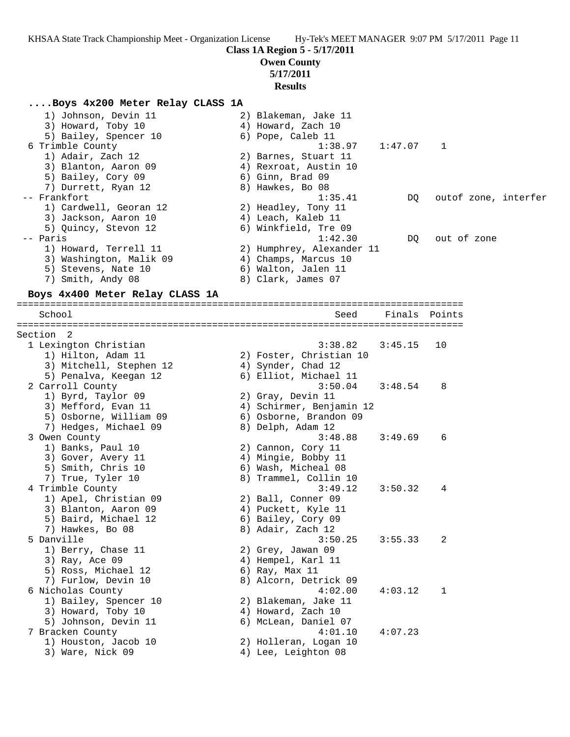**Class 1A Region 5 - 5/17/2011**
**Owen County**
**5/17/2011**
**Results**

### ....Boys 4x200 Meter Relay CLASS 1A

```
    1) Johnson, Devin 11             2) Blakeman, Jake 11
    3) Howard, Toby 10               4) Howard, Zach 10
    5) Bailey, Spencer 10            6) Pope, Caleb 11
  6 Trimble County                              1:38.97    1:47.07    1
    1) Adair, Zach 12                2) Barnes, Stuart 11
    3) Blanton, Aaron 09             4) Rexroat, Austin 10
    5) Bailey, Cory 09               6) Ginn, Brad 09
    7) Durrett, Ryan 12              8) Hawkes, Bo 08
 -- Frankfort                                   1:35.41         DQ   outof zone, interfer
    1) Cardwell, Georan 12           2) Headley, Tony 11
    3) Jackson, Aaron 10             4) Leach, Kaleb 11
    5) Quincy, Stevon 12             6) Winkfield, Tre 09
 -- Paris                                       1:42.30         DQ   out of zone
    1) Howard, Terrell 11            2) Humphrey, Alexander 11
    3) Washington, Malik 09          4) Champs, Marcus 10
    5) Stevens, Nate 10              6) Walton, Jalen 11
    7) Smith, Andy 08                8) Clark, James 07
```

### Boys 4x400 Meter Relay CLASS 1A

```
================================================================================
    School                                        Seed     Finals  Points
================================================================================
Section  2
  1 Lexington Christian                         3:38.82    3:45.15   10
    1) Hilton, Adam 11               2) Foster, Christian 10
    3) Mitchell, Stephen 12          4) Synder, Chad 12
    5) Penalva, Keegan 12            6) Elliot, Michael 11
  2 Carroll County                              3:50.04    3:48.54    8
    1) Byrd, Taylor 09               2) Gray, Devin 11
    3) Mefford, Evan 11              4) Schirmer, Benjamin 12
    5) Osborne, William 09           6) Osborne, Brandon 09
    7) Hedges, Michael 09            8) Delph, Adam 12
  3 Owen County                                 3:48.88    3:49.69    6
    1) Banks, Paul 10                2) Cannon, Cory 11
    3) Gover, Avery 11               4) Mingie, Bobby 11
    5) Smith, Chris 10               6) Wash, Micheal 08
    7) True, Tyler 10                8) Trammel, Collin 10
  4 Trimble County                              3:49.12    3:50.32    4
    1) Apel, Christian 09            2) Ball, Conner 09
    3) Blanton, Aaron 09             4) Puckett, Kyle 11
    5) Baird, Michael 12             6) Bailey, Cory 09
    7) Hawkes, Bo 08                 8) Adair, Zach 12
  5 Danville                                    3:50.25    3:55.33    2
    1) Berry, Chase 11               2) Grey, Jawan 09
    3) Ray, Ace 09                   4) Hempel, Karl 11
    5) Ross, Michael 12              6) Ray, Max 11
    7) Furlow, Devin 10              8) Alcorn, Detrick 09
  6 Nicholas County                             4:02.00    4:03.12    1
    1) Bailey, Spencer 10            2) Blakeman, Jake 11
    3) Howard, Toby 10               4) Howard, Zach 10
    5) Johnson, Devin 11             6) McLean, Daniel 07
  7 Bracken County                              4:01.10    4:07.23
    1) Houston, Jacob 10             2) Holleran, Logan 10
    3) Ware, Nick 09                 4) Lee, Leighton 08
```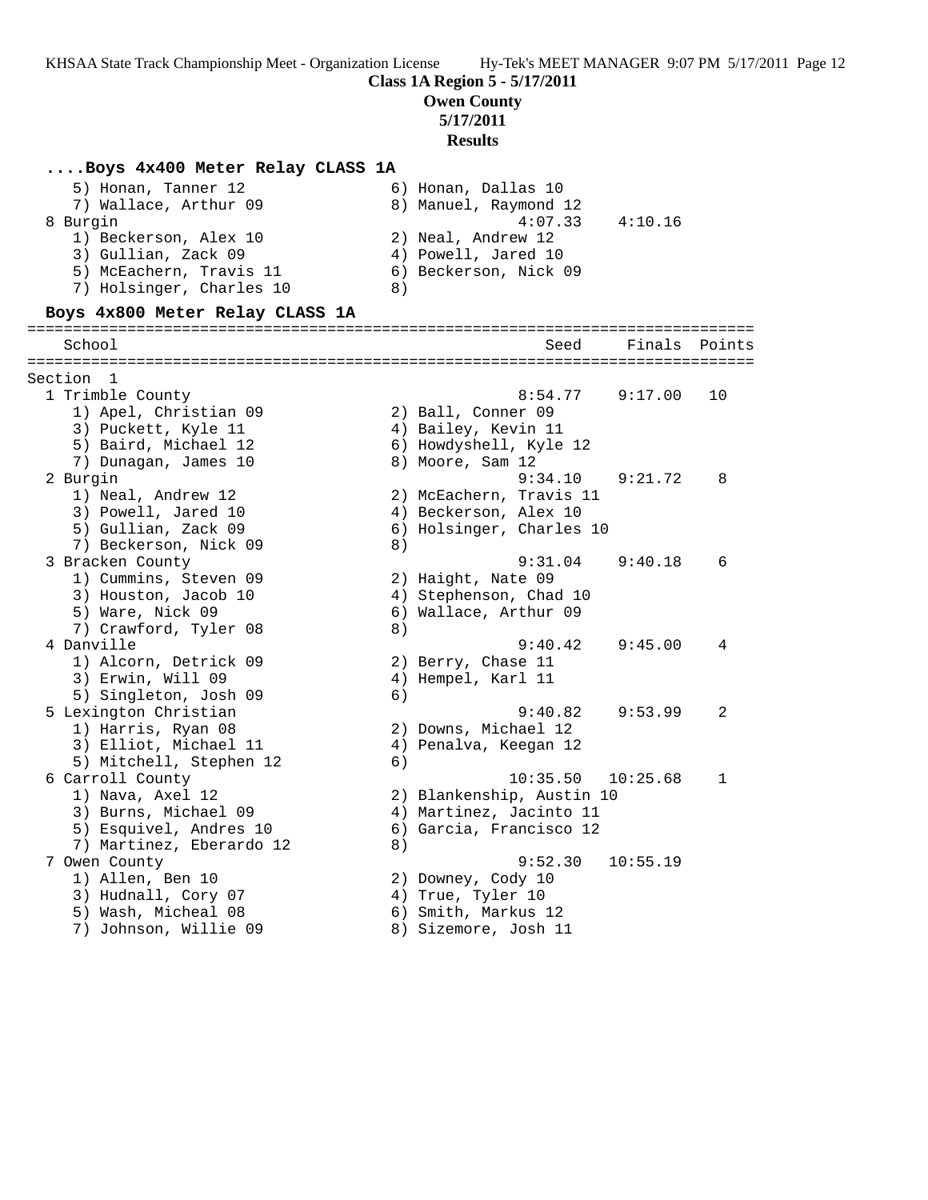**Class 1A Region 5 - 5/17/2011**
**Owen County**
**5/17/2011**
**Results**

### ....Boys 4x400 Meter Relay CLASS 1A

```
    5) Honan, Tanner 12               6) Honan, Dallas 10
    7) Wallace, Arthur 09             8) Manuel, Raymond 12
  8 Burgin                                      4:07.33    4:10.16
    1) Beckerson, Alex 10             2) Neal, Andrew 12
    3) Gullian, Zack 09               4) Powell, Jared 10
    5) McEachern, Travis 11           6) Beckerson, Nick 09
    7) Holsinger, Charles 10          8)
```

### Boys 4x800 Meter Relay CLASS 1A

```
================================================================================
    School                                          Seed     Finals  Points
================================================================================
Section  1
  1 Trimble County                                8:54.77    9:17.00   10
    1) Apel, Christian 09             2) Ball, Conner 09
    3) Puckett, Kyle 11               4) Bailey, Kevin 11
    5) Baird, Michael 12              6) Howdyshell, Kyle 12
    7) Dunagan, James 10              8) Moore, Sam 12
  2 Burgin                                        9:34.10    9:21.72    8
    1) Neal, Andrew 12                2) McEachern, Travis 11
    3) Powell, Jared 10               4) Beckerson, Alex 10
    5) Gullian, Zack 09               6) Holsinger, Charles 10
    7) Beckerson, Nick 09             8)
  3 Bracken County                                9:31.04    9:40.18    6
    1) Cummins, Steven 09             2) Haight, Nate 09
    3) Houston, Jacob 10              4) Stephenson, Chad 10
    5) Ware, Nick 09                  6) Wallace, Arthur 09
    7) Crawford, Tyler 08             8)
  4 Danville                                      9:40.42    9:45.00    4
    1) Alcorn, Detrick 09             2) Berry, Chase 11
    3) Erwin, Will 09                 4) Hempel, Karl 11
    5) Singleton, Josh 09             6)
  5 Lexington Christian                           9:40.82    9:53.99    2
    1) Harris, Ryan 08                2) Downs, Michael 12
    3) Elliot, Michael 11             4) Penalva, Keegan 12
    5) Mitchell, Stephen 12           6)
  6 Carroll County                               10:35.50   10:25.68    1
    1) Nava, Axel 12                  2) Blankenship, Austin 10
    3) Burns, Michael 09              4) Martinez, Jacinto 11
    5) Esquivel, Andres 10            6) Garcia, Francisco 12
    7) Martinez, Eberardo 12          8)
  7 Owen County                                   9:52.30   10:55.19
    1) Allen, Ben 10                  2) Downey, Cody 10
    3) Hudnall, Cory 07               4) True, Tyler 10
    5) Wash, Micheal 08               6) Smith, Markus 12
    7) Johnson, Willie 09             8) Sizemore, Josh 11
```